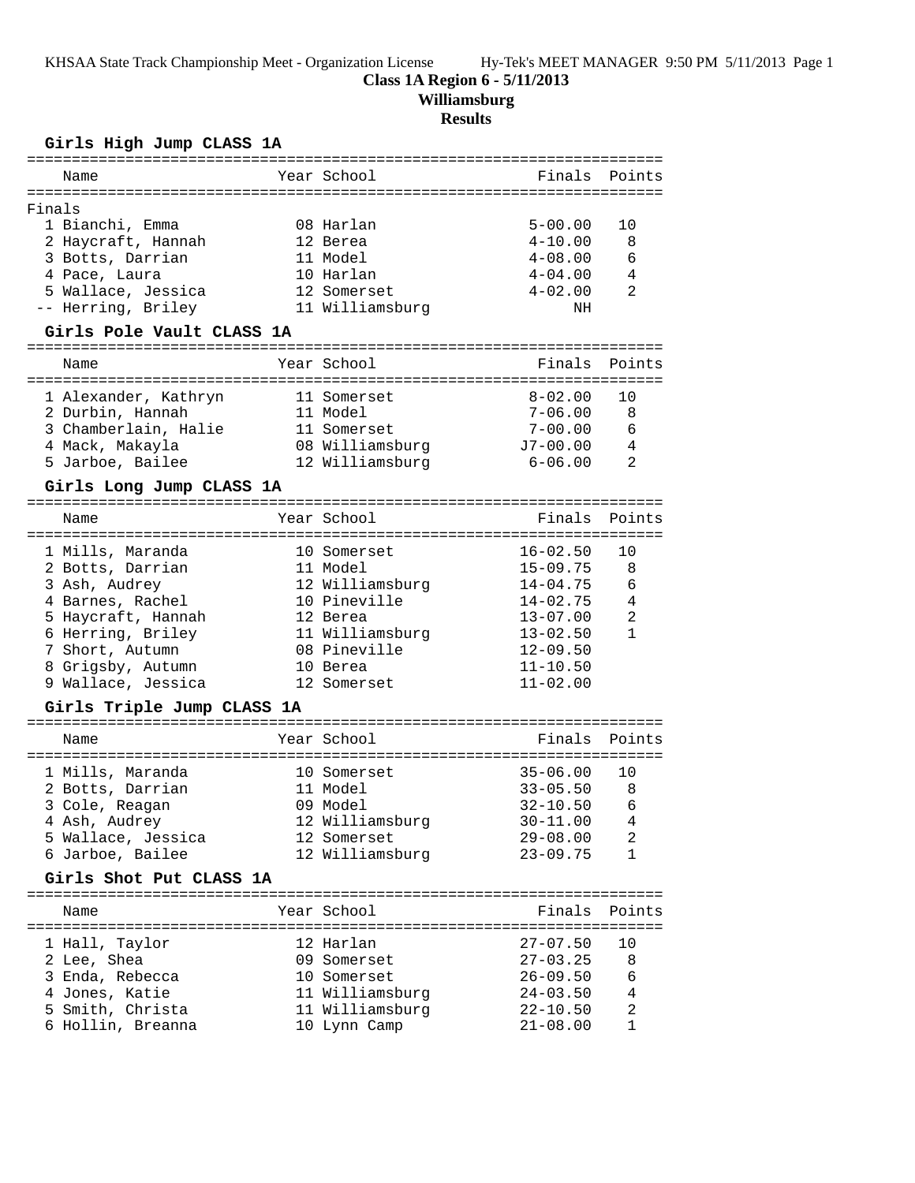KHSAA State Track Championship Meet - Organization License Hy-Tek's MEET MANAGER 9:50 PM 5/11/2013 Page 1

# Class 1A Region 6 - 5/11/2013
## Williamsburg
### Results

#### Girls High Jump CLASS 1A

Finals

| | Name | Year | School | Finals | Points |
|---|---|---|---|---|---|
| 1 | Bianchi, Emma | 08 | Harlan | 5-00.00 | 10 |
| 2 | Haycraft, Hannah | 12 | Berea | 4-10.00 | 8 |
| 3 | Botts, Darrian | 11 | Model | 4-08.00 | 6 |
| 4 | Pace, Laura | 10 | Harlan | 4-04.00 | 4 |
| 5 | Wallace, Jessica | 12 | Somerset | 4-02.00 | 2 |
| -- | Herring, Briley | 11 | Williamsburg | NH | |

#### Girls Pole Vault CLASS 1A

| | Name | Year | School | Finals | Points |
|---|---|---|---|---|---|
| 1 | Alexander, Kathryn | 11 | Somerset | 8-02.00 | 10 |
| 2 | Durbin, Hannah | 11 | Model | 7-06.00 | 8 |
| 3 | Chamberlain, Halie | 11 | Somerset | 7-00.00 | 6 |
| 4 | Mack, Makayla | 08 | Williamsburg | J7-00.00 | 4 |
| 5 | Jarboe, Bailee | 12 | Williamsburg | 6-06.00 | 2 |

#### Girls Long Jump CLASS 1A

| | Name | Year | School | Finals | Points |
|---|---|---|---|---|---|
| 1 | Mills, Maranda | 10 | Somerset | 16-02.50 | 10 |
| 2 | Botts, Darrian | 11 | Model | 15-09.75 | 8 |
| 3 | Ash, Audrey | 12 | Williamsburg | 14-04.75 | 6 |
| 4 | Barnes, Rachel | 10 | Pineville | 14-02.75 | 4 |
| 5 | Haycraft, Hannah | 12 | Berea | 13-07.00 | 2 |
| 6 | Herring, Briley | 11 | Williamsburg | 13-02.50 | 1 |
| 7 | Short, Autumn | 08 | Pineville | 12-09.50 | |
| 8 | Grigsby, Autumn | 10 | Berea | 11-10.50 | |
| 9 | Wallace, Jessica | 12 | Somerset | 11-02.00 | |

#### Girls Triple Jump CLASS 1A

| | Name | Year | School | Finals | Points |
|---|---|---|---|---|---|
| 1 | Mills, Maranda | 10 | Somerset | 35-06.00 | 10 |
| 2 | Botts, Darrian | 11 | Model | 33-05.50 | 8 |
| 3 | Cole, Reagan | 09 | Model | 32-10.50 | 6 |
| 4 | Ash, Audrey | 12 | Williamsburg | 30-11.00 | 4 |
| 5 | Wallace, Jessica | 12 | Somerset | 29-08.00 | 2 |
| 6 | Jarboe, Bailee | 12 | Williamsburg | 23-09.75 | 1 |

#### Girls Shot Put CLASS 1A

| | Name | Year | School | Finals | Points |
|---|---|---|---|---|---|
| 1 | Hall, Taylor | 12 | Harlan | 27-07.50 | 10 |
| 2 | Lee, Shea | 09 | Somerset | 27-03.25 | 8 |
| 3 | Enda, Rebecca | 10 | Somerset | 26-09.50 | 6 |
| 4 | Jones, Katie | 11 | Williamsburg | 24-03.50 | 4 |
| 5 | Smith, Christa | 11 | Williamsburg | 22-10.50 | 2 |
| 6 | Hollin, Breanna | 10 | Lynn Camp | 21-08.00 | 1 |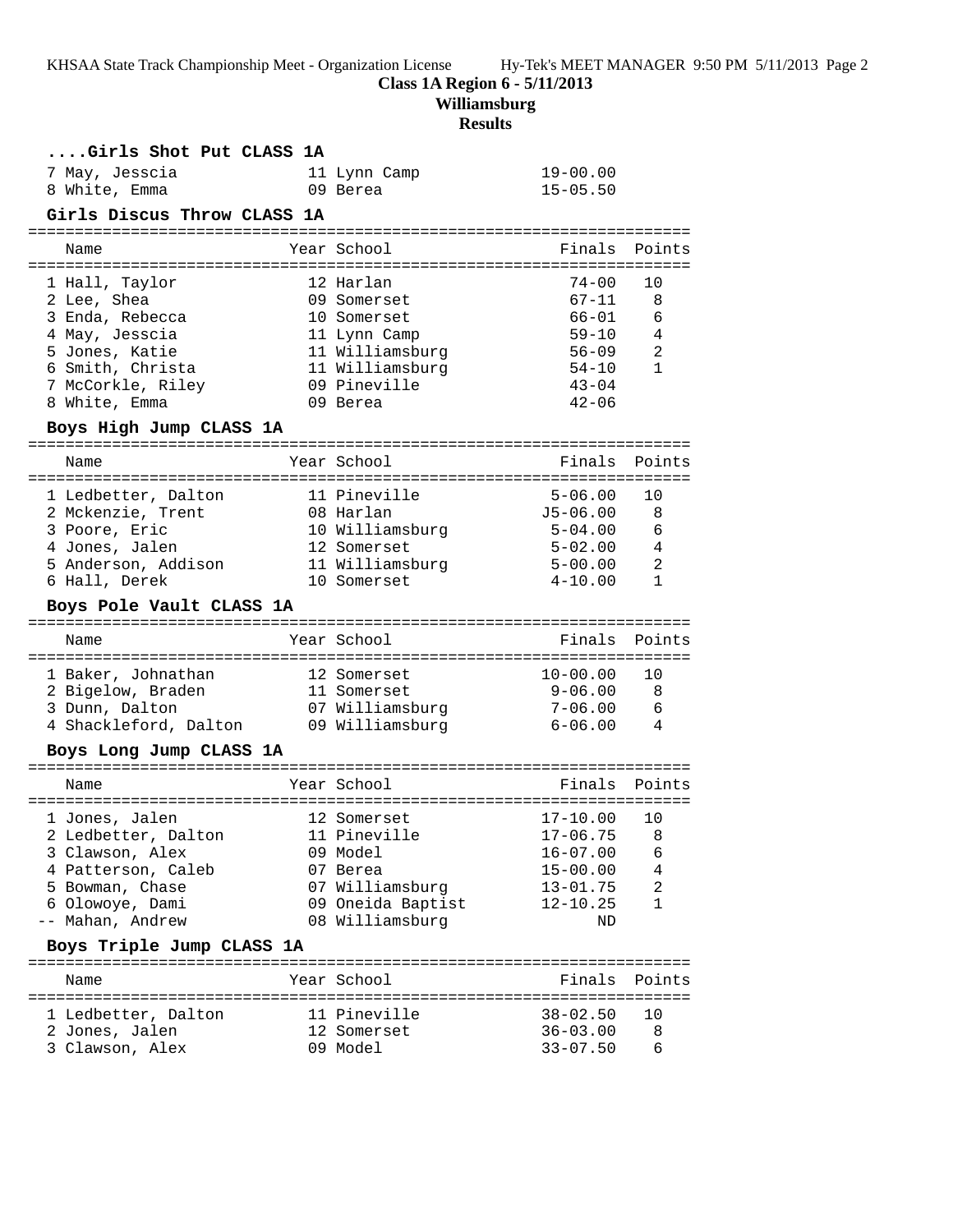**Class 1A Region 6 - 5/11/2013**
**Williamsburg**
**Results**

### ....Girls Shot Put CLASS 1A

| Place | Name | Year | School | Finals | Points |
|---|---|---|---|---|---|
| 7 | May, Jesscia | 11 | Lynn Camp | 19-00.00 | |
| 8 | White, Emma | 09 | Berea | 15-05.50 | |

### Girls Discus Throw CLASS 1A

| Place | Name | Year | School | Finals | Points |
|---|---|---|---|---|---|
| 1 | Hall, Taylor | 12 | Harlan | 74-00 | 10 |
| 2 | Lee, Shea | 09 | Somerset | 67-11 | 8 |
| 3 | Enda, Rebecca | 10 | Somerset | 66-01 | 6 |
| 4 | May, Jesscia | 11 | Lynn Camp | 59-10 | 4 |
| 5 | Jones, Katie | 11 | Williamsburg | 56-09 | 2 |
| 6 | Smith, Christa | 11 | Williamsburg | 54-10 | 1 |
| 7 | McCorkle, Riley | 09 | Pineville | 43-04 | |
| 8 | White, Emma | 09 | Berea | 42-06 | |

### Boys High Jump CLASS 1A

| Place | Name | Year | School | Finals | Points |
|---|---|---|---|---|---|
| 1 | Ledbetter, Dalton | 11 | Pineville | 5-06.00 | 10 |
| 2 | Mckenzie, Trent | 08 | Harlan | J5-06.00 | 8 |
| 3 | Poore, Eric | 10 | Williamsburg | 5-04.00 | 6 |
| 4 | Jones, Jalen | 12 | Somerset | 5-02.00 | 4 |
| 5 | Anderson, Addison | 11 | Williamsburg | 5-00.00 | 2 |
| 6 | Hall, Derek | 10 | Somerset | 4-10.00 | 1 |

### Boys Pole Vault CLASS 1A

| Place | Name | Year | School | Finals | Points |
|---|---|---|---|---|---|
| 1 | Baker, Johnathan | 12 | Somerset | 10-00.00 | 10 |
| 2 | Bigelow, Braden | 11 | Somerset | 9-06.00 | 8 |
| 3 | Dunn, Dalton | 07 | Williamsburg | 7-06.00 | 6 |
| 4 | Shackleford, Dalton | 09 | Williamsburg | 6-06.00 | 4 |

### Boys Long Jump CLASS 1A

| Place | Name | Year | School | Finals | Points |
|---|---|---|---|---|---|
| 1 | Jones, Jalen | 12 | Somerset | 17-10.00 | 10 |
| 2 | Ledbetter, Dalton | 11 | Pineville | 17-06.75 | 8 |
| 3 | Clawson, Alex | 09 | Model | 16-07.00 | 6 |
| 4 | Patterson, Caleb | 07 | Berea | 15-00.00 | 4 |
| 5 | Bowman, Chase | 07 | Williamsburg | 13-01.75 | 2 |
| 6 | Olowoye, Dami | 09 | Oneida Baptist | 12-10.25 | 1 |
| -- | Mahan, Andrew | 08 | Williamsburg | ND | |

### Boys Triple Jump CLASS 1A

| Place | Name | Year | School | Finals | Points |
|---|---|---|---|---|---|
| 1 | Ledbetter, Dalton | 11 | Pineville | 38-02.50 | 10 |
| 2 | Jones, Jalen | 12 | Somerset | 36-03.00 | 8 |
| 3 | Clawson, Alex | 09 | Model | 33-07.50 | 6 |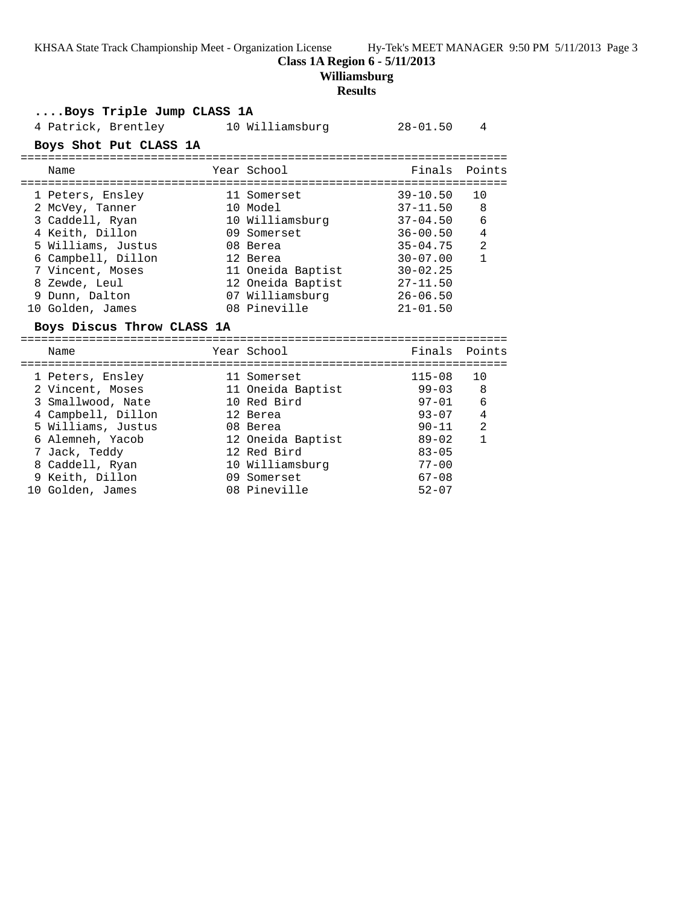**Class 1A Region 6 - 5/11/2013**

**Williamsburg**

**Results**

### ....Boys Triple Jump CLASS 1A

| | Name | Year | School | Finals | Points |
|---|---|---|---|---|---|
| 4 | Patrick, Brentley | 10 | Williamsburg | 28-01.50 | 4 |

### Boys Shot Put CLASS 1A

| | Name | Year | School | Finals | Points |
|---|---|---|---|---|---|
| 1 | Peters, Ensley | 11 | Somerset | 39-10.50 | 10 |
| 2 | McVey, Tanner | 10 | Model | 37-11.50 | 8 |
| 3 | Caddell, Ryan | 10 | Williamsburg | 37-04.50 | 6 |
| 4 | Keith, Dillon | 09 | Somerset | 36-00.50 | 4 |
| 5 | Williams, Justus | 08 | Berea | 35-04.75 | 2 |
| 6 | Campbell, Dillon | 12 | Berea | 30-07.00 | 1 |
| 7 | Vincent, Moses | 11 | Oneida Baptist | 30-02.25 | |
| 8 | Zewde, Leul | 12 | Oneida Baptist | 27-11.50 | |
| 9 | Dunn, Dalton | 07 | Williamsburg | 26-06.50 | |
| 10 | Golden, James | 08 | Pineville | 21-01.50 | |

### Boys Discus Throw CLASS 1A

| | Name | Year | School | Finals | Points |
|---|---|---|---|---|---|
| 1 | Peters, Ensley | 11 | Somerset | 115-08 | 10 |
| 2 | Vincent, Moses | 11 | Oneida Baptist | 99-03 | 8 |
| 3 | Smallwood, Nate | 10 | Red Bird | 97-01 | 6 |
| 4 | Campbell, Dillon | 12 | Berea | 93-07 | 4 |
| 5 | Williams, Justus | 08 | Berea | 90-11 | 2 |
| 6 | Alemneh, Yacob | 12 | Oneida Baptist | 89-02 | 1 |
| 7 | Jack, Teddy | 12 | Red Bird | 83-05 | |
| 8 | Caddell, Ryan | 10 | Williamsburg | 77-00 | |
| 9 | Keith, Dillon | 09 | Somerset | 67-08 | |
| 10 | Golden, James | 08 | Pineville | 52-07 | |